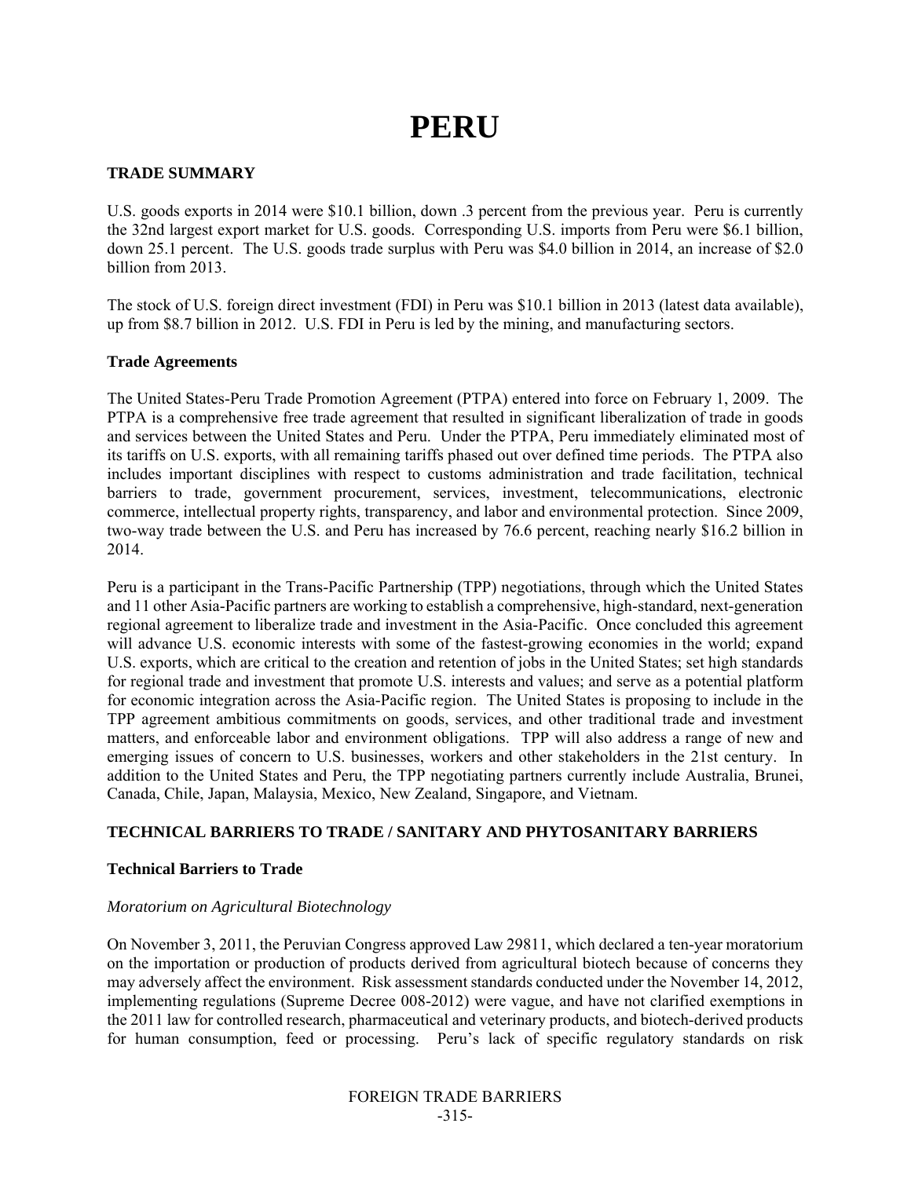# PERU

## TRADE SUMMARY

U.S. goods exports in 2014 were $10.1 billion, down .3 percent from the previous year. Peru is currently the 32nd largest export market for U.S. goods. Corresponding U.S. imports from Peru were $6.1 billion, down 25.1 percent. The U.S. goods trade surplus with Peru was $4.0 billion in 2014, an increase of $2.0 billion from 2013.

The stock of U.S. foreign direct investment (FDI) in Peru was $10.1 billion in 2013 (latest data available), up from $8.7 billion in 2012. U.S. FDI in Peru is led by the mining, and manufacturing sectors.

### Trade Agreements

The United States-Peru Trade Promotion Agreement (PTPA) entered into force on February 1, 2009. The PTPA is a comprehensive free trade agreement that resulted in significant liberalization of trade in goods and services between the United States and Peru. Under the PTPA, Peru immediately eliminated most of its tariffs on U.S. exports, with all remaining tariffs phased out over defined time periods. The PTPA also includes important disciplines with respect to customs administration and trade facilitation, technical barriers to trade, government procurement, services, investment, telecommunications, electronic commerce, intellectual property rights, transparency, and labor and environmental protection. Since 2009, two-way trade between the U.S. and Peru has increased by 76.6 percent, reaching nearly $16.2 billion in 2014.

Peru is a participant in the Trans-Pacific Partnership (TPP) negotiations, through which the United States and 11 other Asia-Pacific partners are working to establish a comprehensive, high-standard, next-generation regional agreement to liberalize trade and investment in the Asia-Pacific. Once concluded this agreement will advance U.S. economic interests with some of the fastest-growing economies in the world; expand U.S. exports, which are critical to the creation and retention of jobs in the United States; set high standards for regional trade and investment that promote U.S. interests and values; and serve as a potential platform for economic integration across the Asia-Pacific region. The United States is proposing to include in the TPP agreement ambitious commitments on goods, services, and other traditional trade and investment matters, and enforceable labor and environment obligations. TPP will also address a range of new and emerging issues of concern to U.S. businesses, workers and other stakeholders in the 21st century. In addition to the United States and Peru, the TPP negotiating partners currently include Australia, Brunei, Canada, Chile, Japan, Malaysia, Mexico, New Zealand, Singapore, and Vietnam.

## TECHNICAL BARRIERS TO TRADE / SANITARY AND PHYTOSANITARY BARRIERS

### Technical Barriers to Trade

*Moratorium on Agricultural Biotechnology*

On November 3, 2011, the Peruvian Congress approved Law 29811, which declared a ten-year moratorium on the importation or production of products derived from agricultural biotech because of concerns they may adversely affect the environment. Risk assessment standards conducted under the November 14, 2012, implementing regulations (Supreme Decree 008-2012) were vague, and have not clarified exemptions in the 2011 law for controlled research, pharmaceutical and veterinary products, and biotech-derived products for human consumption, feed or processing. Peru's lack of specific regulatory standards on risk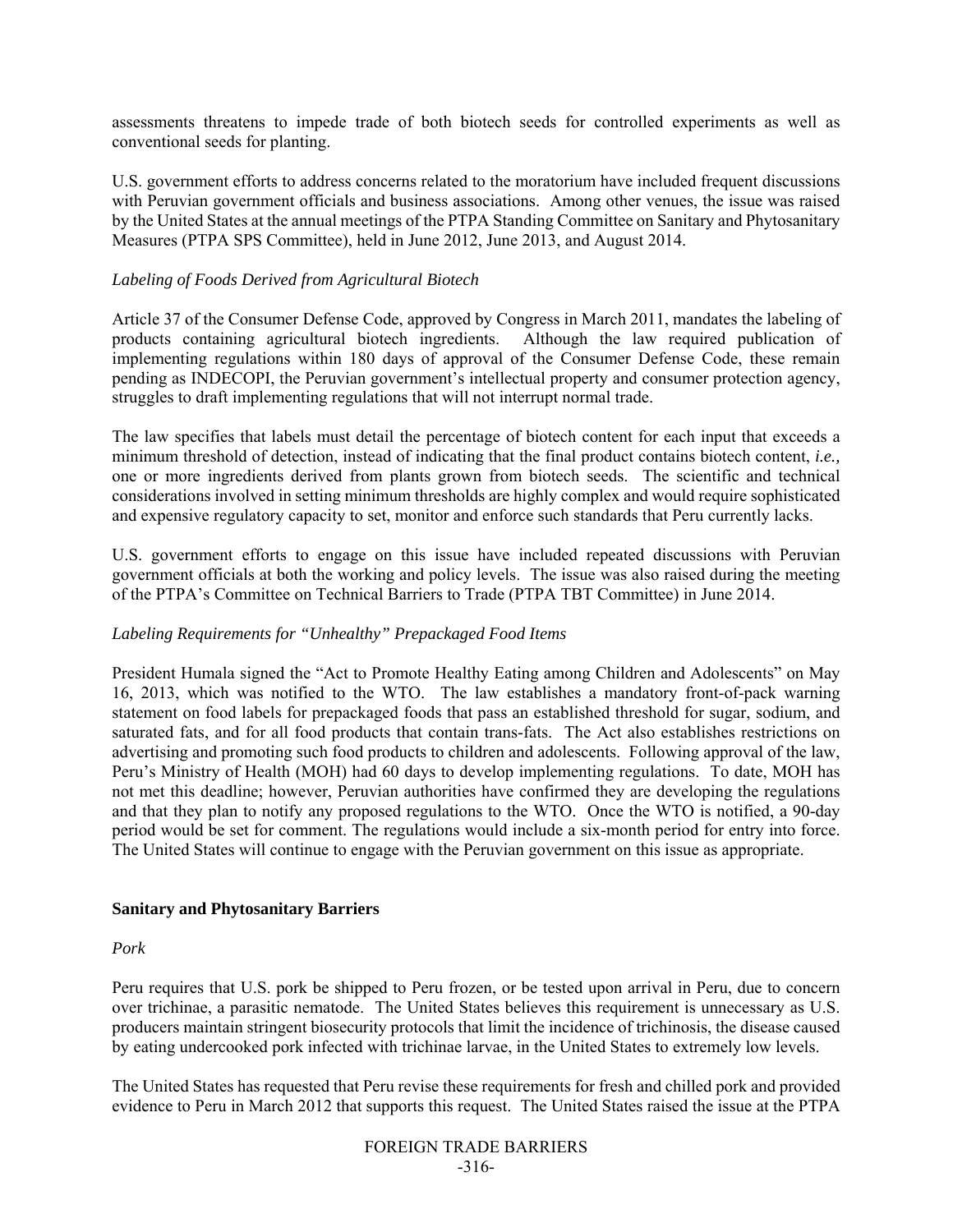assessments threatens to impede trade of both biotech seeds for controlled experiments as well as conventional seeds for planting.

U.S. government efforts to address concerns related to the moratorium have included frequent discussions with Peruvian government officials and business associations. Among other venues, the issue was raised by the United States at the annual meetings of the PTPA Standing Committee on Sanitary and Phytosanitary Measures (PTPA SPS Committee), held in June 2012, June 2013, and August 2014.

*Labeling of Foods Derived from Agricultural Biotech*

Article 37 of the Consumer Defense Code, approved by Congress in March 2011, mandates the labeling of products containing agricultural biotech ingredients. Although the law required publication of implementing regulations within 180 days of approval of the Consumer Defense Code, these remain pending as INDECOPI, the Peruvian government's intellectual property and consumer protection agency, struggles to draft implementing regulations that will not interrupt normal trade.

The law specifies that labels must detail the percentage of biotech content for each input that exceeds a minimum threshold of detection, instead of indicating that the final product contains biotech content, *i.e.,* one or more ingredients derived from plants grown from biotech seeds. The scientific and technical considerations involved in setting minimum thresholds are highly complex and would require sophisticated and expensive regulatory capacity to set, monitor and enforce such standards that Peru currently lacks.

U.S. government efforts to engage on this issue have included repeated discussions with Peruvian government officials at both the working and policy levels. The issue was also raised during the meeting of the PTPA's Committee on Technical Barriers to Trade (PTPA TBT Committee) in June 2014.

*Labeling Requirements for "Unhealthy" Prepackaged Food Items*

President Humala signed the "Act to Promote Healthy Eating among Children and Adolescents" on May 16, 2013, which was notified to the WTO. The law establishes a mandatory front-of-pack warning statement on food labels for prepackaged foods that pass an established threshold for sugar, sodium, and saturated fats, and for all food products that contain trans-fats. The Act also establishes restrictions on advertising and promoting such food products to children and adolescents. Following approval of the law, Peru's Ministry of Health (MOH) had 60 days to develop implementing regulations. To date, MOH has not met this deadline; however, Peruvian authorities have confirmed they are developing the regulations and that they plan to notify any proposed regulations to the WTO. Once the WTO is notified, a 90-day period would be set for comment. The regulations would include a six-month period for entry into force. The United States will continue to engage with the Peruvian government on this issue as appropriate.

**Sanitary and Phytosanitary Barriers**

*Pork*

Peru requires that U.S. pork be shipped to Peru frozen, or be tested upon arrival in Peru, due to concern over trichinae, a parasitic nematode. The United States believes this requirement is unnecessary as U.S. producers maintain stringent biosecurity protocols that limit the incidence of trichinosis, the disease caused by eating undercooked pork infected with trichinae larvae, in the United States to extremely low levels.

The United States has requested that Peru revise these requirements for fresh and chilled pork and provided evidence to Peru in March 2012 that supports this request. The United States raised the issue at the PTPA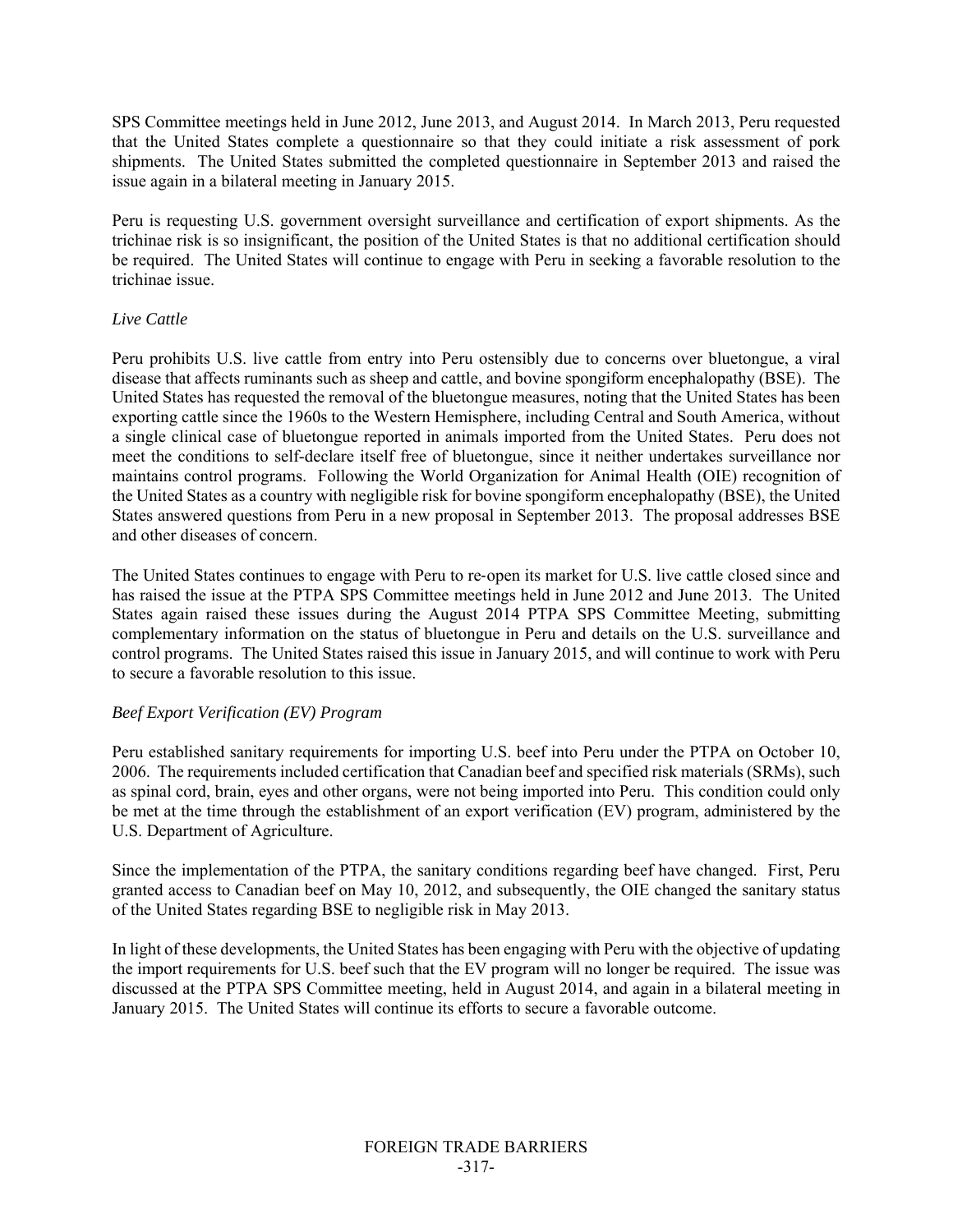SPS Committee meetings held in June 2012, June 2013, and August 2014. In March 2013, Peru requested that the United States complete a questionnaire so that they could initiate a risk assessment of pork shipments. The United States submitted the completed questionnaire in September 2013 and raised the issue again in a bilateral meeting in January 2015.

Peru is requesting U.S. government oversight surveillance and certification of export shipments. As the trichinae risk is so insignificant, the position of the United States is that no additional certification should be required. The United States will continue to engage with Peru in seeking a favorable resolution to the trichinae issue.

*Live Cattle*

Peru prohibits U.S. live cattle from entry into Peru ostensibly due to concerns over bluetongue, a viral disease that affects ruminants such as sheep and cattle, and bovine spongiform encephalopathy (BSE). The United States has requested the removal of the bluetongue measures, noting that the United States has been exporting cattle since the 1960s to the Western Hemisphere, including Central and South America, without a single clinical case of bluetongue reported in animals imported from the United States. Peru does not meet the conditions to self-declare itself free of bluetongue, since it neither undertakes surveillance nor maintains control programs. Following the World Organization for Animal Health (OIE) recognition of the United States as a country with negligible risk for bovine spongiform encephalopathy (BSE), the United States answered questions from Peru in a new proposal in September 2013. The proposal addresses BSE and other diseases of concern.

The United States continues to engage with Peru to re-open its market for U.S. live cattle closed since and has raised the issue at the PTPA SPS Committee meetings held in June 2012 and June 2013. The United States again raised these issues during the August 2014 PTPA SPS Committee Meeting, submitting complementary information on the status of bluetongue in Peru and details on the U.S. surveillance and control programs. The United States raised this issue in January 2015, and will continue to work with Peru to secure a favorable resolution to this issue.

*Beef Export Verification (EV) Program*

Peru established sanitary requirements for importing U.S. beef into Peru under the PTPA on October 10, 2006. The requirements included certification that Canadian beef and specified risk materials (SRMs), such as spinal cord, brain, eyes and other organs, were not being imported into Peru. This condition could only be met at the time through the establishment of an export verification (EV) program, administered by the U.S. Department of Agriculture.

Since the implementation of the PTPA, the sanitary conditions regarding beef have changed. First, Peru granted access to Canadian beef on May 10, 2012, and subsequently, the OIE changed the sanitary status of the United States regarding BSE to negligible risk in May 2013.

In light of these developments, the United States has been engaging with Peru with the objective of updating the import requirements for U.S. beef such that the EV program will no longer be required. The issue was discussed at the PTPA SPS Committee meeting, held in August 2014, and again in a bilateral meeting in January 2015. The United States will continue its efforts to secure a favorable outcome.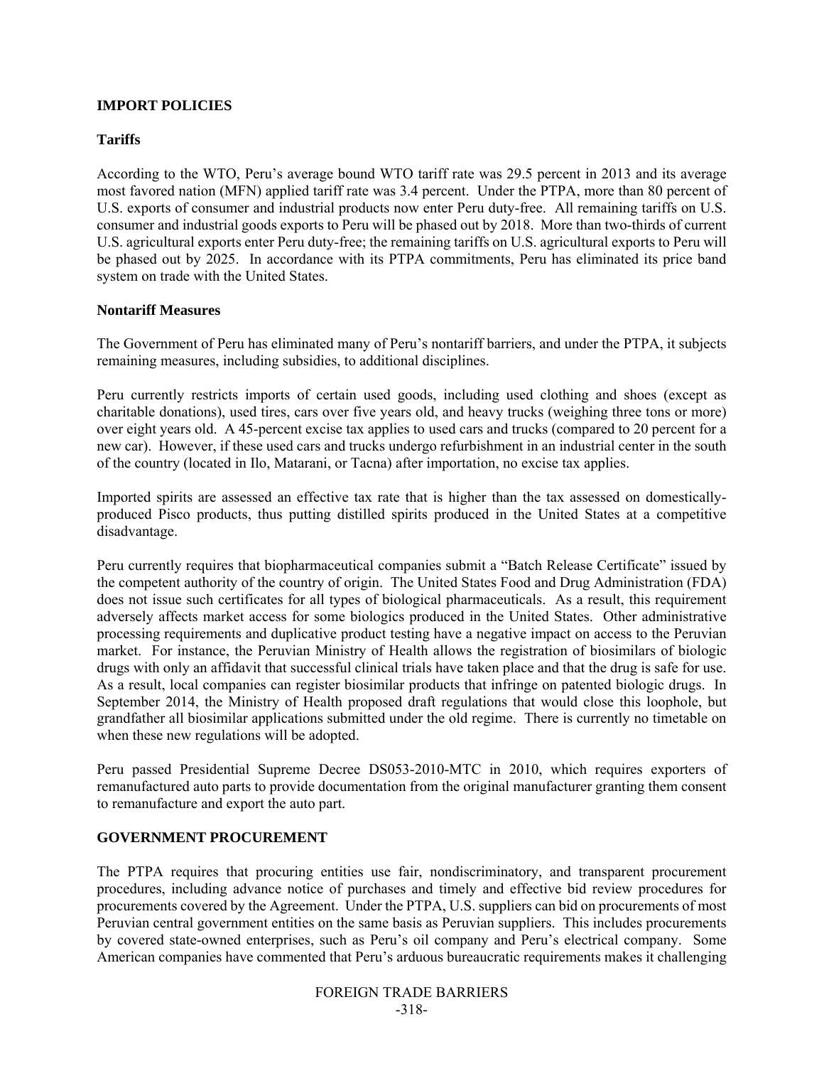## IMPORT POLICIES

### Tariffs

According to the WTO, Peru's average bound WTO tariff rate was 29.5 percent in 2013 and its average most favored nation (MFN) applied tariff rate was 3.4 percent. Under the PTPA, more than 80 percent of U.S. exports of consumer and industrial products now enter Peru duty-free. All remaining tariffs on U.S. consumer and industrial goods exports to Peru will be phased out by 2018. More than two-thirds of current U.S. agricultural exports enter Peru duty-free; the remaining tariffs on U.S. agricultural exports to Peru will be phased out by 2025. In accordance with its PTPA commitments, Peru has eliminated its price band system on trade with the United States.

### Nontariff Measures

The Government of Peru has eliminated many of Peru's nontariff barriers, and under the PTPA, it subjects remaining measures, including subsidies, to additional disciplines.

Peru currently restricts imports of certain used goods, including used clothing and shoes (except as charitable donations), used tires, cars over five years old, and heavy trucks (weighing three tons or more) over eight years old. A 45-percent excise tax applies to used cars and trucks (compared to 20 percent for a new car). However, if these used cars and trucks undergo refurbishment in an industrial center in the south of the country (located in Ilo, Matarani, or Tacna) after importation, no excise tax applies.

Imported spirits are assessed an effective tax rate that is higher than the tax assessed on domestically-produced Pisco products, thus putting distilled spirits produced in the United States at a competitive disadvantage.

Peru currently requires that biopharmaceutical companies submit a "Batch Release Certificate" issued by the competent authority of the country of origin. The United States Food and Drug Administration (FDA) does not issue such certificates for all types of biological pharmaceuticals. As a result, this requirement adversely affects market access for some biologics produced in the United States. Other administrative processing requirements and duplicative product testing have a negative impact on access to the Peruvian market. For instance, the Peruvian Ministry of Health allows the registration of biosimilars of biologic drugs with only an affidavit that successful clinical trials have taken place and that the drug is safe for use. As a result, local companies can register biosimilar products that infringe on patented biologic drugs. In September 2014, the Ministry of Health proposed draft regulations that would close this loophole, but grandfather all biosimilar applications submitted under the old regime. There is currently no timetable on when these new regulations will be adopted.

Peru passed Presidential Supreme Decree DS053-2010-MTC in 2010, which requires exporters of remanufactured auto parts to provide documentation from the original manufacturer granting them consent to remanufacture and export the auto part.

## GOVERNMENT PROCUREMENT

The PTPA requires that procuring entities use fair, nondiscriminatory, and transparent procurement procedures, including advance notice of purchases and timely and effective bid review procedures for procurements covered by the Agreement. Under the PTPA, U.S. suppliers can bid on procurements of most Peruvian central government entities on the same basis as Peruvian suppliers. This includes procurements by covered state-owned enterprises, such as Peru's oil company and Peru's electrical company. Some American companies have commented that Peru's arduous bureaucratic requirements makes it challenging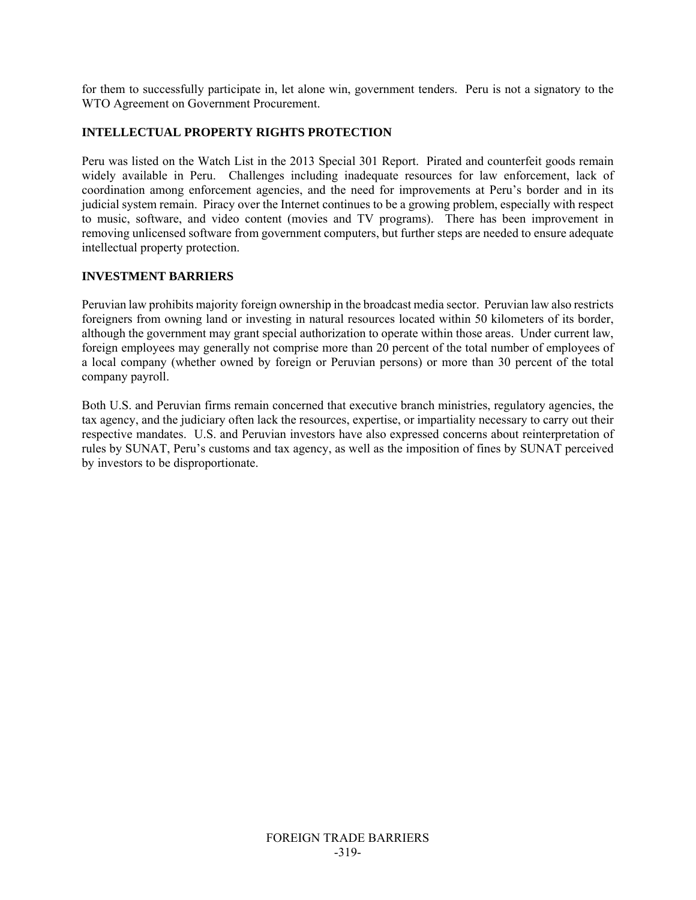for them to successfully participate in, let alone win, government tenders. Peru is not a signatory to the WTO Agreement on Government Procurement.

## INTELLECTUAL PROPERTY RIGHTS PROTECTION

Peru was listed on the Watch List in the 2013 Special 301 Report. Pirated and counterfeit goods remain widely available in Peru. Challenges including inadequate resources for law enforcement, lack of coordination among enforcement agencies, and the need for improvements at Peru's border and in its judicial system remain. Piracy over the Internet continues to be a growing problem, especially with respect to music, software, and video content (movies and TV programs). There has been improvement in removing unlicensed software from government computers, but further steps are needed to ensure adequate intellectual property protection.

## INVESTMENT BARRIERS

Peruvian law prohibits majority foreign ownership in the broadcast media sector. Peruvian law also restricts foreigners from owning land or investing in natural resources located within 50 kilometers of its border, although the government may grant special authorization to operate within those areas. Under current law, foreign employees may generally not comprise more than 20 percent of the total number of employees of a local company (whether owned by foreign or Peruvian persons) or more than 30 percent of the total company payroll.

Both U.S. and Peruvian firms remain concerned that executive branch ministries, regulatory agencies, the tax agency, and the judiciary often lack the resources, expertise, or impartiality necessary to carry out their respective mandates. U.S. and Peruvian investors have also expressed concerns about reinterpretation of rules by SUNAT, Peru's customs and tax agency, as well as the imposition of fines by SUNAT perceived by investors to be disproportionate.